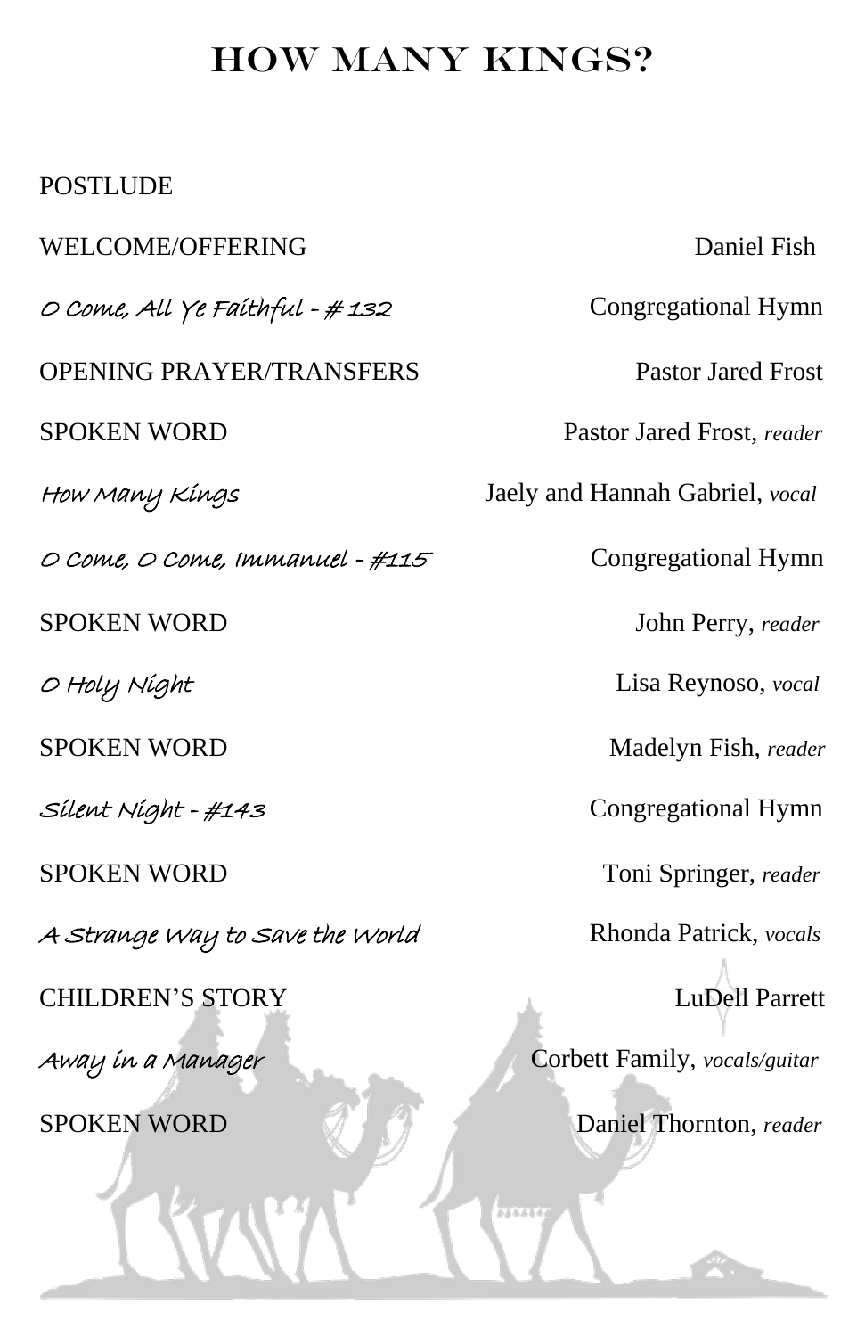# HOW MANY KINGS?

| | |
|---|---|
| POSTLUDE | |
| WELCOME/OFFERING | Daniel Fish |
| *O Come, All Ye Faithful - # 132* | Congregational Hymn |
| OPENING PRAYER/TRANSFERS | Pastor Jared Frost |
| SPOKEN WORD | Pastor Jared Frost, *reader* |
| *How Many Kings* | Jaely and Hannah Gabriel, *vocal* |
| *O Come, O Come, Immanuel - #115* | Congregational Hymn |
| SPOKEN WORD | John Perry, *reader* |
| *O Holy Night* | Lisa Reynoso, *vocal* |
| SPOKEN WORD | Madelyn Fish, *reader* |
| *Silent Night - #143* | Congregational Hymn |
| SPOKEN WORD | Toni Springer, *reader* |
| *A Strange Way to Save the World* | Rhonda Patrick, *vocals* |
| CHILDREN'S STORY | LuDell Parrett |
| *Away in a Manager* | Corbett Family, *vocals/guitar* |
| SPOKEN WORD | Daniel Thornton, *reader* |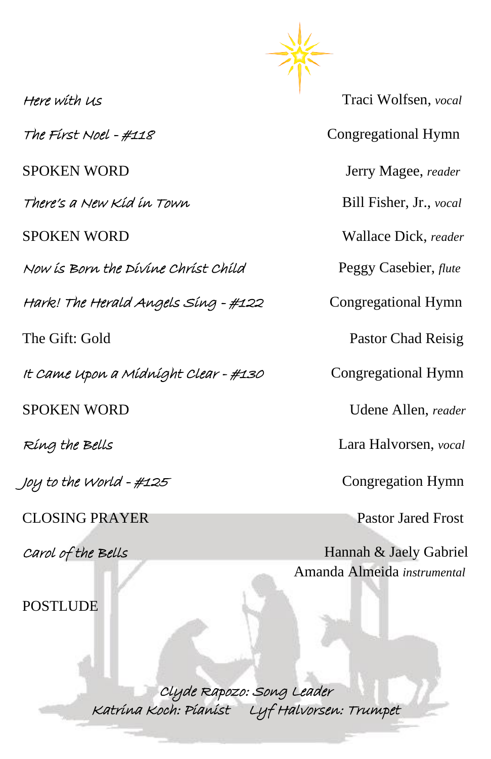| | |
|---|---|
| *Here with Us* | Traci Wolfsen, *vocal* |
| *The First Noel - #118* | Congregational Hymn |
| SPOKEN WORD | Jerry Magee, *reader* |
| *There's a New Kid in Town* | Bill Fisher, Jr., *vocal* |
| SPOKEN WORD | Wallace Dick, *reader* |
| *Now is Born the Divine Christ Child* | Peggy Casebier, *flute* |
| *Hark! The Herald Angels Sing - #122* | Congregational Hymn |
| The Gift: Gold | Pastor Chad Reisig |
| *It Came Upon a Midnight Clear - #130* | Congregational Hymn |
| SPOKEN WORD | Udene Allen, *reader* |
| *Ring the Bells* | Lara Halvorsen, *vocal* |
| *Joy to the World - #125* | Congregation Hymn |
| CLOSING PRAYER | Pastor Jared Frost |
| *Carol of the Bells* | Hannah & Jaely Gabriel<br>Amanda Almeida *instrumental* |
| POSTLUDE | |

*Clyde Rapozo: Song Leader*

*Katrina Koch: Pianist* *Lyf Halvorsen: Trumpet*